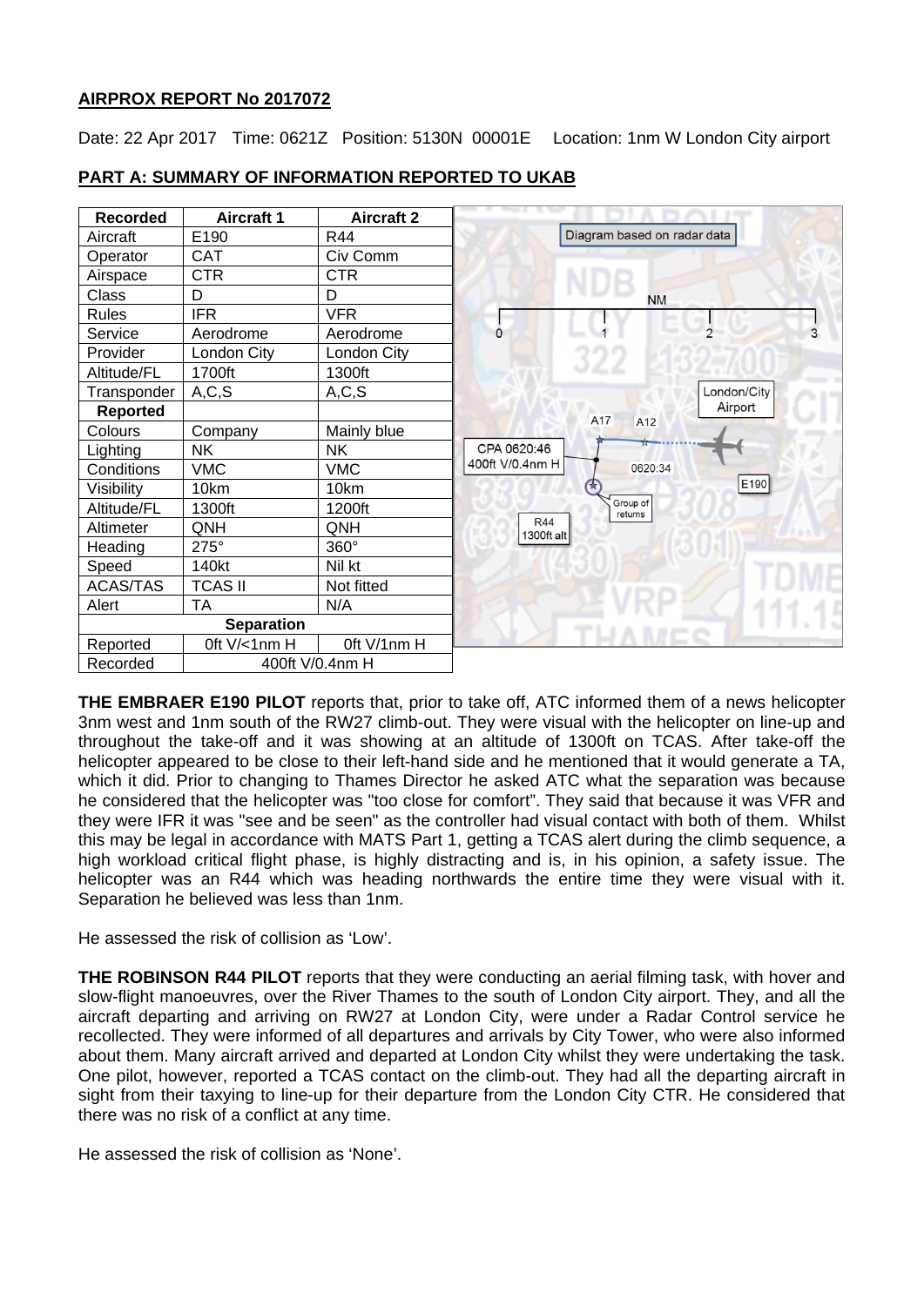**AIRPROX REPORT No 2017072**

Date: 22 Apr 2017 Time: 0621Z Position: 5130N 00001E Location: 1nm W London City airport

## PART A: SUMMARY OF INFORMATION REPORTED TO UKAB

| Recorded | Aircraft 1 | Aircraft 2 |
|---|---|---|
| Aircraft | E190 | R44 |
| Operator | CAT | Civ Comm |
| Airspace | CTR | CTR |
| Class | D | D |
| Rules | IFR | VFR |
| Service | Aerodrome | Aerodrome |
| Provider | London City | London City |
| Altitude/FL | 1700ft | 1300ft |
| Transponder | A,C,S | A,C,S |
| **Reported** | | |
| Colours | Company | Mainly blue |
| Lighting | NK | NK |
| Conditions | VMC | VMC |
| Visibility | 10km | 10km |
| Altitude/FL | 1300ft | 1200ft |
| Altimeter | QNH | QNH |
| Heading | 275° | 360° |
| Speed | 140kt | Nil kt |
| ACAS/TAS | TCAS II | Not fitted |
| Alert | TA | N/A |
| **Separation** | | |
| Reported | 0ft V/<1nm H | 0ft V/1nm H |
| Recorded | 400ft V/0.4nm H | |

Diagram based on radar data

**THE EMBRAER E190 PILOT** reports that, prior to take off, ATC informed them of a news helicopter 3nm west and 1nm south of the RW27 climb-out. They were visual with the helicopter on line-up and throughout the take-off and it was showing at an altitude of 1300ft on TCAS. After take-off the helicopter appeared to be close to their left-hand side and he mentioned that it would generate a TA, which it did. Prior to changing to Thames Director he asked ATC what the separation was because he considered that the helicopter was "too close for comfort". They said that because it was VFR and they were IFR it was "see and be seen" as the controller had visual contact with both of them. Whilst this may be legal in accordance with MATS Part 1, getting a TCAS alert during the climb sequence, a high workload critical flight phase, is highly distracting and is, in his opinion, a safety issue. The helicopter was an R44 which was heading northwards the entire time they were visual with it. Separation he believed was less than 1nm.

He assessed the risk of collision as 'Low'.

**THE ROBINSON R44 PILOT** reports that they were conducting an aerial filming task, with hover and slow-flight manoeuvres, over the River Thames to the south of London City airport. They, and all the aircraft departing and arriving on RW27 at London City, were under a Radar Control service he recollected. They were informed of all departures and arrivals by City Tower, who were also informed about them. Many aircraft arrived and departed at London City whilst they were undertaking the task. One pilot, however, reported a TCAS contact on the climb-out. They had all the departing aircraft in sight from their taxying to line-up for their departure from the London City CTR. He considered that there was no risk of a conflict at any time.

He assessed the risk of collision as 'None'.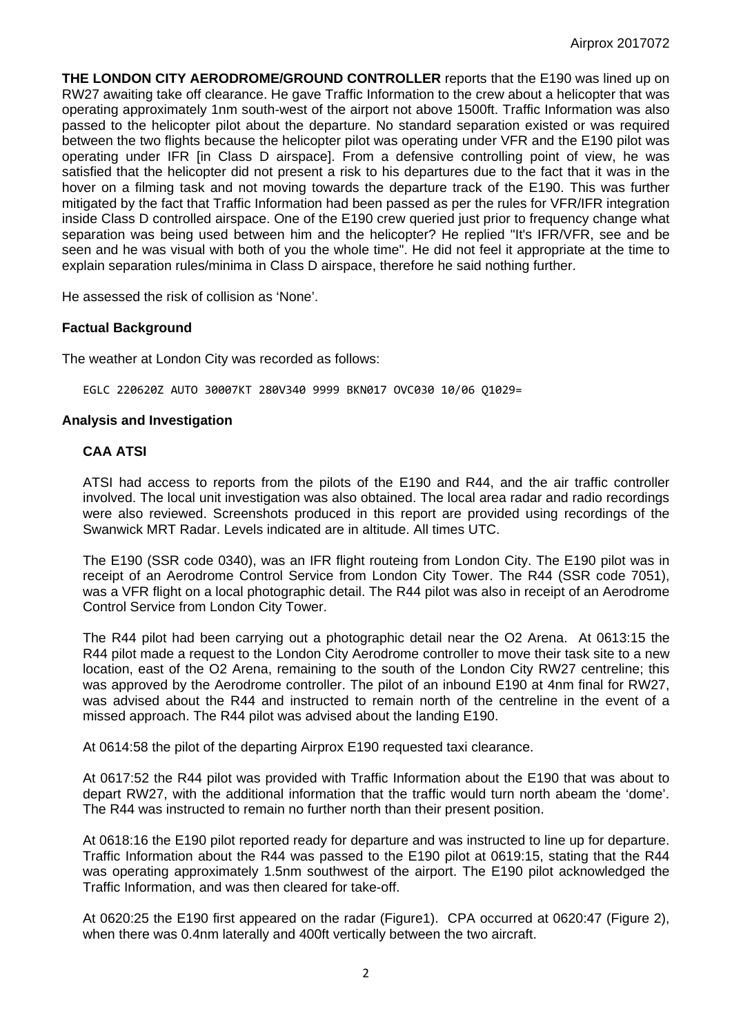**THE LONDON CITY AERODROME/GROUND CONTROLLER** reports that the E190 was lined up on RW27 awaiting take off clearance. He gave Traffic Information to the crew about a helicopter that was operating approximately 1nm south-west of the airport not above 1500ft. Traffic Information was also passed to the helicopter pilot about the departure. No standard separation existed or was required between the two flights because the helicopter pilot was operating under VFR and the E190 pilot was operating under IFR [in Class D airspace]. From a defensive controlling point of view, he was satisfied that the helicopter did not present a risk to his departures due to the fact that it was in the hover on a filming task and not moving towards the departure track of the E190. This was further mitigated by the fact that Traffic Information had been passed as per the rules for VFR/IFR integration inside Class D controlled airspace. One of the E190 crew queried just prior to frequency change what separation was being used between him and the helicopter? He replied "It's IFR/VFR, see and be seen and he was visual with both of you the whole time". He did not feel it appropriate at the time to explain separation rules/minima in Class D airspace, therefore he said nothing further.

He assessed the risk of collision as 'None'.

### Factual Background

The weather at London City was recorded as follows:

```
EGLC 220620Z AUTO 30007KT 280V340 9999 BKN017 OVC030 10/06 Q1029=
```

### Analysis and Investigation

#### CAA ATSI

ATSI had access to reports from the pilots of the E190 and R44, and the air traffic controller involved. The local unit investigation was also obtained. The local area radar and radio recordings were also reviewed. Screenshots produced in this report are provided using recordings of the Swanwick MRT Radar. Levels indicated are in altitude. All times UTC.

The E190 (SSR code 0340), was an IFR flight routeing from London City. The E190 pilot was in receipt of an Aerodrome Control Service from London City Tower. The R44 (SSR code 7051), was a VFR flight on a local photographic detail. The R44 pilot was also in receipt of an Aerodrome Control Service from London City Tower.

The R44 pilot had been carrying out a photographic detail near the O2 Arena. At 0613:15 the R44 pilot made a request to the London City Aerodrome controller to move their task site to a new location, east of the O2 Arena, remaining to the south of the London City RW27 centreline; this was approved by the Aerodrome controller. The pilot of an inbound E190 at 4nm final for RW27, was advised about the R44 and instructed to remain north of the centreline in the event of a missed approach. The R44 pilot was advised about the landing E190.

At 0614:58 the pilot of the departing Airprox E190 requested taxi clearance.

At 0617:52 the R44 pilot was provided with Traffic Information about the E190 that was about to depart RW27, with the additional information that the traffic would turn north abeam the 'dome'. The R44 was instructed to remain no further north than their present position.

At 0618:16 the E190 pilot reported ready for departure and was instructed to line up for departure. Traffic Information about the R44 was passed to the E190 pilot at 0619:15, stating that the R44 was operating approximately 1.5nm southwest of the airport. The E190 pilot acknowledged the Traffic Information, and was then cleared for take-off.

At 0620:25 the E190 first appeared on the radar (Figure1). CPA occurred at 0620:47 (Figure 2), when there was 0.4nm laterally and 400ft vertically between the two aircraft.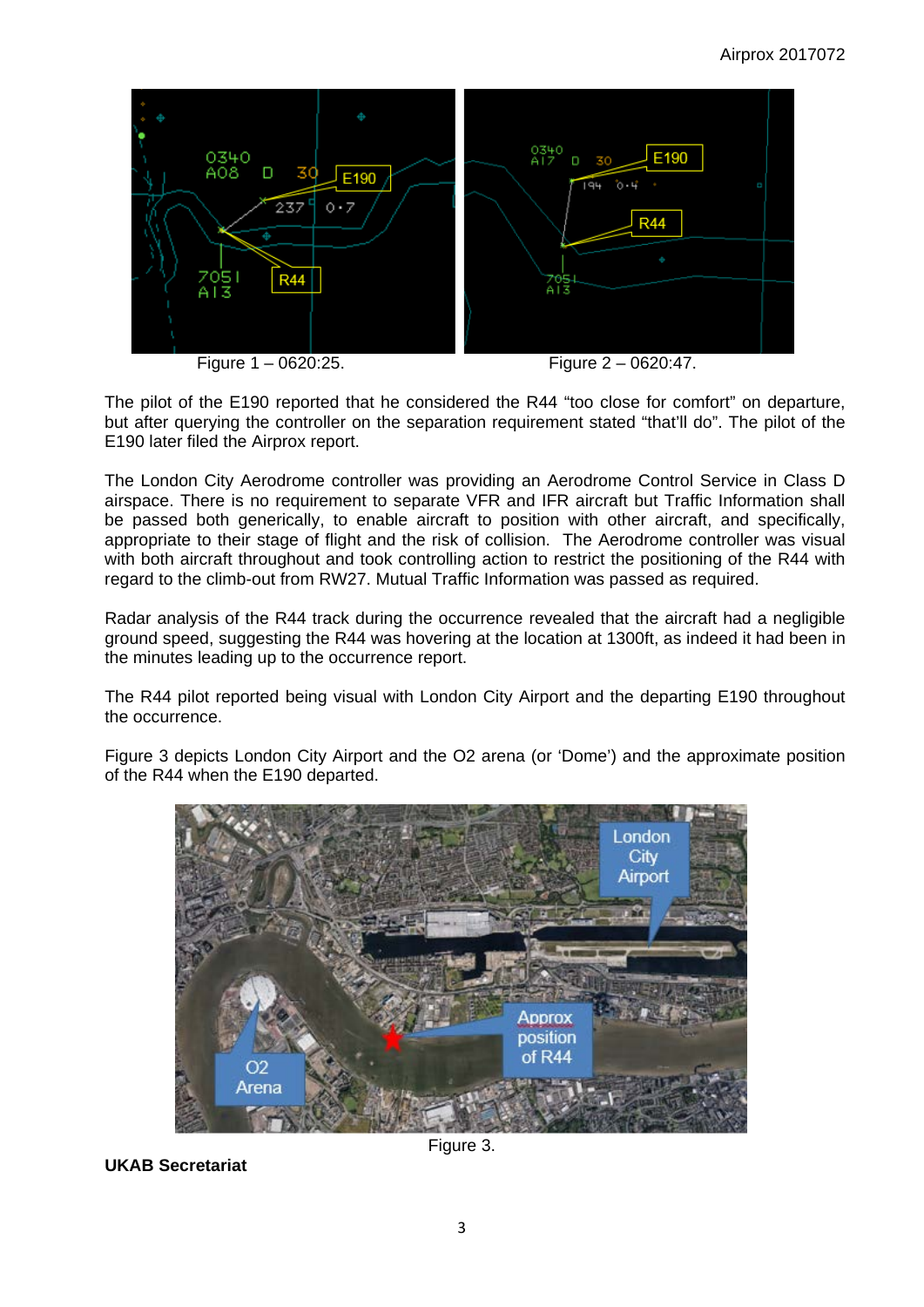Figure 1 – 0620:25.

Figure 2 – 0620:47.

The pilot of the E190 reported that he considered the R44 "too close for comfort" on departure, but after querying the controller on the separation requirement stated "that'll do". The pilot of the E190 later filed the Airprox report.

The London City Aerodrome controller was providing an Aerodrome Control Service in Class D airspace. There is no requirement to separate VFR and IFR aircraft but Traffic Information shall be passed both generically, to enable aircraft to position with other aircraft, and specifically, appropriate to their stage of flight and the risk of collision. The Aerodrome controller was visual with both aircraft throughout and took controlling action to restrict the positioning of the R44 with regard to the climb-out from RW27. Mutual Traffic Information was passed as required.

Radar analysis of the R44 track during the occurrence revealed that the aircraft had a negligible ground speed, suggesting the R44 was hovering at the location at 1300ft, as indeed it had been in the minutes leading up to the occurrence report.

The R44 pilot reported being visual with London City Airport and the departing E190 throughout the occurrence.

Figure 3 depicts London City Airport and the O2 arena (or 'Dome') and the approximate position of the R44 when the E190 departed.

Figure 3.

**UKAB Secretariat**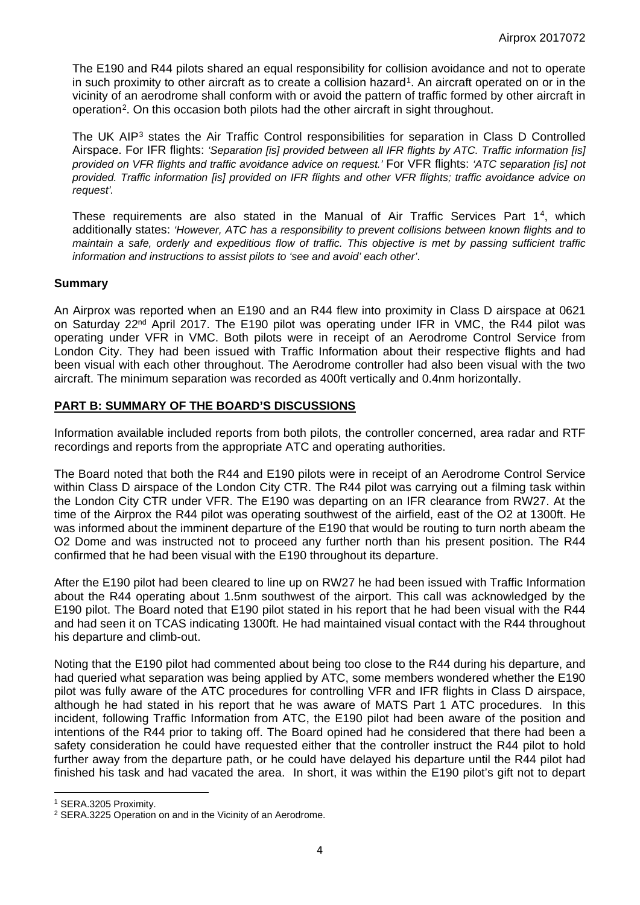The E190 and R44 pilots shared an equal responsibility for collision avoidance and not to operate in such proximity to other aircraft as to create a collision hazard[1]. An aircraft operated on or in the vicinity of an aerodrome shall conform with or avoid the pattern of traffic formed by other aircraft in operation[2]. On this occasion both pilots had the other aircraft in sight throughout.

The UK AIP[3] states the Air Traffic Control responsibilities for separation in Class D Controlled Airspace. For IFR flights: *'Separation [is] provided between all IFR flights by ATC. Traffic information [is] provided on VFR flights and traffic avoidance advice on request.'* For VFR flights: *'ATC separation [is] not provided. Traffic information [is] provided on IFR flights and other VFR flights; traffic avoidance advice on request'.*

These requirements are also stated in the Manual of Air Traffic Services Part 1[4], which additionally states: *'However, ATC has a responsibility to prevent collisions between known flights and to maintain a safe, orderly and expeditious flow of traffic. This objective is met by passing sufficient traffic information and instructions to assist pilots to 'see and avoid' each other'*.

## Summary

An Airprox was reported when an E190 and an R44 flew into proximity in Class D airspace at 0621 on Saturday 22nd April 2017. The E190 pilot was operating under IFR in VMC, the R44 pilot was operating under VFR in VMC. Both pilots were in receipt of an Aerodrome Control Service from London City. They had been issued with Traffic Information about their respective flights and had been visual with each other throughout. The Aerodrome controller had also been visual with the two aircraft. The minimum separation was recorded as 400ft vertically and 0.4nm horizontally.

## PART B: SUMMARY OF THE BOARD'S DISCUSSIONS

Information available included reports from both pilots, the controller concerned, area radar and RTF recordings and reports from the appropriate ATC and operating authorities.

The Board noted that both the R44 and E190 pilots were in receipt of an Aerodrome Control Service within Class D airspace of the London City CTR. The R44 pilot was carrying out a filming task within the London City CTR under VFR. The E190 was departing on an IFR clearance from RW27. At the time of the Airprox the R44 pilot was operating southwest of the airfield, east of the O2 at 1300ft. He was informed about the imminent departure of the E190 that would be routing to turn north abeam the O2 Dome and was instructed not to proceed any further north than his present position. The R44 confirmed that he had been visual with the E190 throughout its departure.

After the E190 pilot had been cleared to line up on RW27 he had been issued with Traffic Information about the R44 operating about 1.5nm southwest of the airport. This call was acknowledged by the E190 pilot. The Board noted that E190 pilot stated in his report that he had been visual with the R44 and had seen it on TCAS indicating 1300ft. He had maintained visual contact with the R44 throughout his departure and climb-out.

Noting that the E190 pilot had commented about being too close to the R44 during his departure, and had queried what separation was being applied by ATC, some members wondered whether the E190 pilot was fully aware of the ATC procedures for controlling VFR and IFR flights in Class D airspace, although he had stated in his report that he was aware of MATS Part 1 ATC procedures. In this incident, following Traffic Information from ATC, the E190 pilot had been aware of the position and intentions of the R44 prior to taking off. The Board opined had he considered that there had been a safety consideration he could have requested either that the controller instruct the R44 pilot to hold further away from the departure path, or he could have delayed his departure until the R44 pilot had finished his task and had vacated the area. In short, it was within the E190 pilot's gift not to depart

---

[1] SERA.3205 Proximity.

[2] SERA.3225 Operation on and in the Vicinity of an Aerodrome.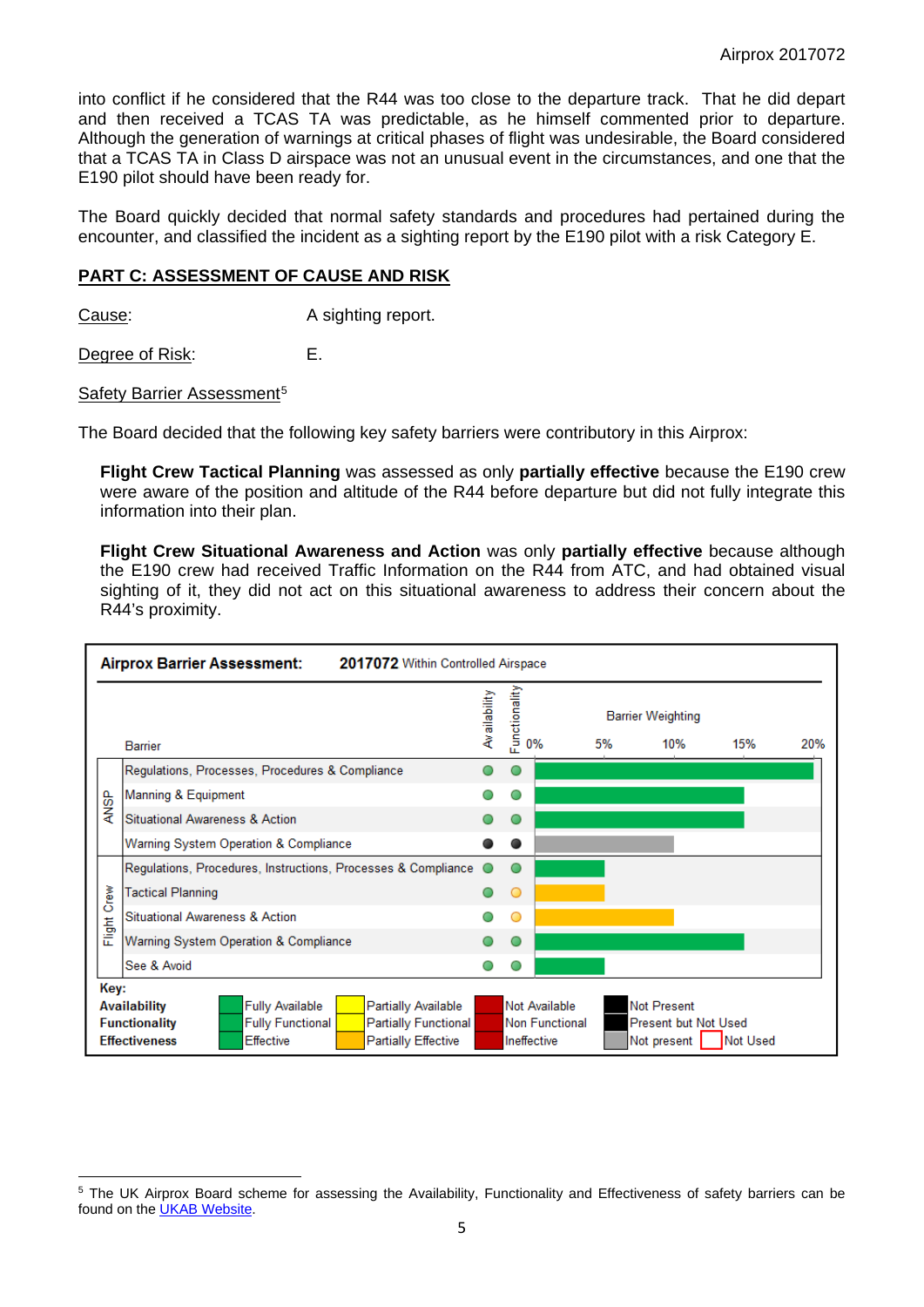into conflict if he considered that the R44 was too close to the departure track. That he did depart and then received a TCAS TA was predictable, as he himself commented prior to departure. Although the generation of warnings at critical phases of flight was undesirable, the Board considered that a TCAS TA in Class D airspace was not an unusual event in the circumstances, and one that the E190 pilot should have been ready for.

The Board quickly decided that normal safety standards and procedures had pertained during the encounter, and classified the incident as a sighting report by the E190 pilot with a risk Category E.

## PART C: ASSESSMENT OF CAUSE AND RISK

Cause: A sighting report.

Degree of Risk: E.

Safety Barrier Assessment[5]

The Board decided that the following key safety barriers were contributory in this Airprox:

**Flight Crew Tactical Planning** was assessed as only **partially effective** because the E190 crew were aware of the position and altitude of the R44 before departure but did not fully integrate this information into their plan.

**Flight Crew Situational Awareness and Action** was only **partially effective** because although the E190 crew had received Traffic Information on the R44 from ATC, and had obtained visual sighting of it, they did not act on this situational awareness to address their concern about the R44's proximity.

**Airprox Barrier Assessment:** **2017072** Within Controlled Airspace

Barrier
Availability
Functionality
Barrier Weighting
0%
5%
10%
15%
20%

ANSP
Regulations, Processes, Procedures & Compliance
Manning & Equipment
Situational Awareness & Action
Warning System Operation & Compliance

Flight Crew
Regulations, Procedures, Instructions, Processes & Compliance
Tactical Planning
Situational Awareness & Action
Warning System Operation & Compliance
See & Avoid

Key:
Availability: Fully Available, Partially Available, Not Available, Not Present
Functionality: Fully Functional, Partially Functional, Non Functional, Present but Not Used
Effectiveness: Effective, Partially Effective, Ineffective, Not present, Not Used

---

[5] The UK Airprox Board scheme for assessing the Availability, Functionality and Effectiveness of safety barriers can be found on the UKAB Website.